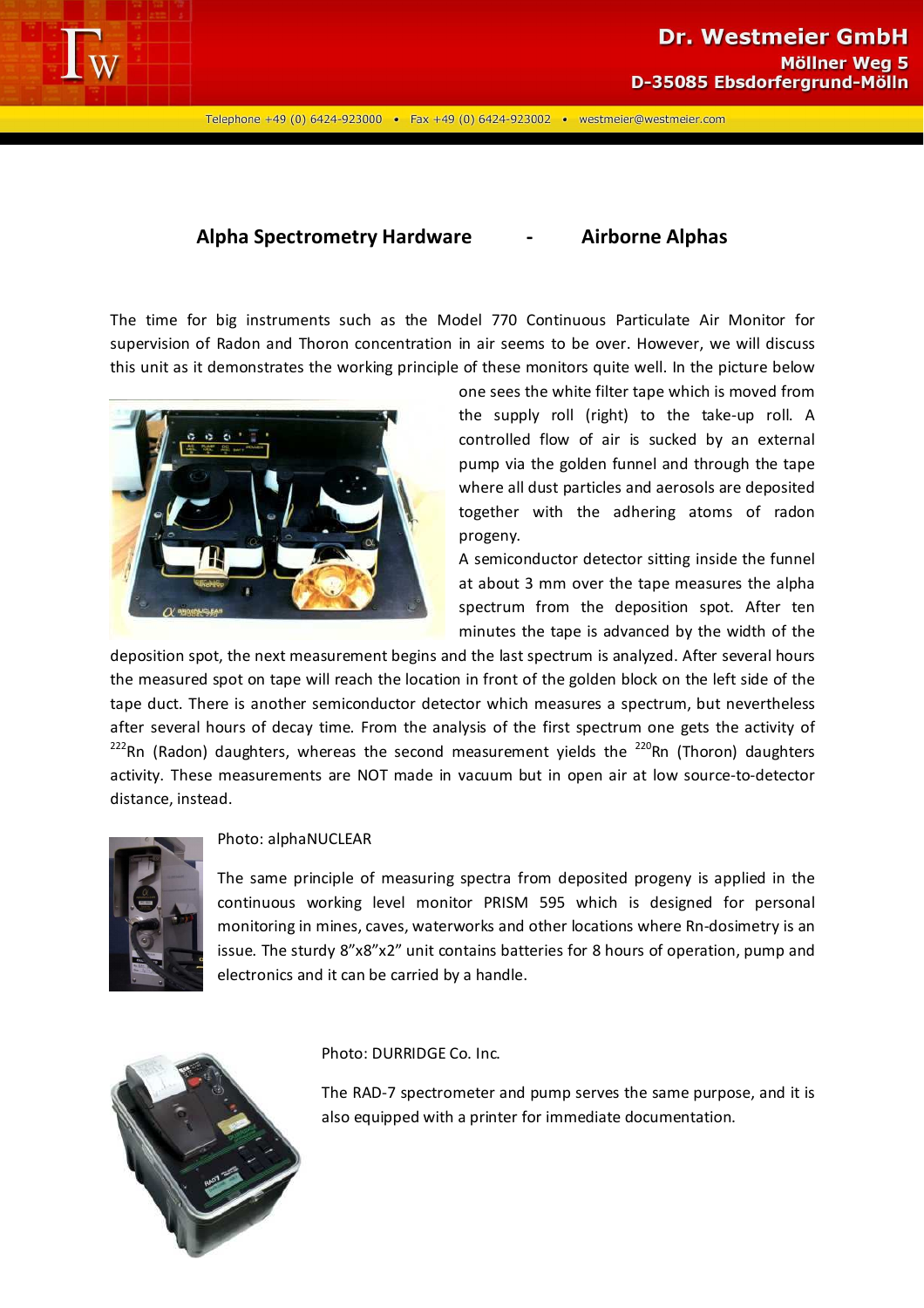## Alpha Spectrometry Hardware - Airborne Alphas

The time for big instruments such as the Model 770 Continuous Particulate Air Monitor for supervision of Radon and Thoron concentration in air seems to be over. However, we will discuss this unit as it demonstrates the working principle of these monitors quite well. In the picture below one sees the white filter tape which is moved from the supply roll (right) to the take-up roll. A controlled flow of air is sucked by an external pump via the golden funnel and through the tape where all dust particles and aerosols are deposited together with the adhering atoms of radon progeny.

A semiconductor detector sitting inside the funnel at about 3 mm over the tape measures the alpha spectrum from the deposition spot. After ten minutes the tape is advanced by the width of the deposition spot, the next measurement begins and the last spectrum is analyzed. After several hours the measured spot on tape will reach the location in front of the golden block on the left side of the tape duct. There is another semiconductor detector which measures a spectrum, but nevertheless after several hours of decay time. From the analysis of the first spectrum one gets the activity of $^{222}$Rn (Radon) daughters, whereas the second measurement yields the $^{220}$Rn (Thoron) daughters activity. These measurements are NOT made in vacuum but in open air at low source-to-detector distance, instead.

Photo: alphaNUCLEAR

The same principle of measuring spectra from deposited progeny is applied in the continuous working level monitor PRISM 595 which is designed for personal monitoring in mines, caves, waterworks and other locations where Rn-dosimetry is an issue. The sturdy 8”x8”x2” unit contains batteries for 8 hours of operation, pump and electronics and it can be carried by a handle.

Photo: DURRIDGE Co. Inc.

The RAD-7 spectrometer and pump serves the same purpose, and it is also equipped with a printer for immediate documentation.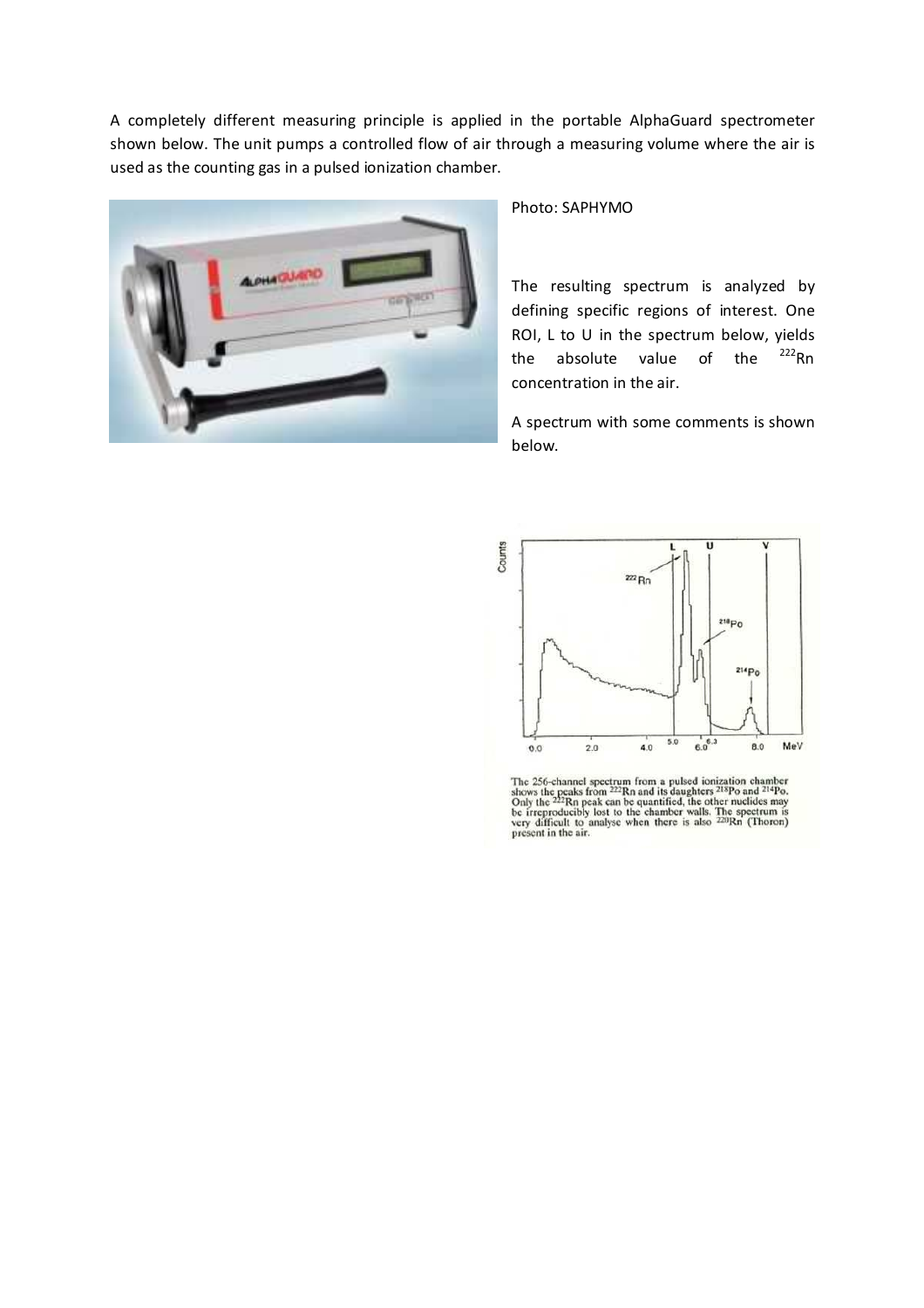A completely different measuring principle is applied in the portable AlphaGuard spectrometer shown below. The unit pumps a controlled flow of air through a measuring volume where the air is used as the counting gas in a pulsed ionization chamber.

Photo: SAPHYMO

The resulting spectrum is analyzed by defining specific regions of interest. One ROI, L to U in the spectrum below, yields the absolute value of the $^{222}$Rn concentration in the air.

A spectrum with some comments is shown below.

Counts

L U V

$^{222}$Rn

$^{218}$Po

$^{214}$Po

0.0 2.0 4.0 5.0 6.0 6.3 8.0 MeV

The 256-channel spectrum from a pulsed ionization chamber shows the peaks from $^{222}$Rn and its daughters $^{218}$Po and $^{214}$Po. Only the $^{222}$Rn peak can be quantified, the other nuclides may be irreproducibly lost to the chamber walls. The spectrum is very difficult to analyse when there is also $^{220}$Rn (Thoron) present in the air.